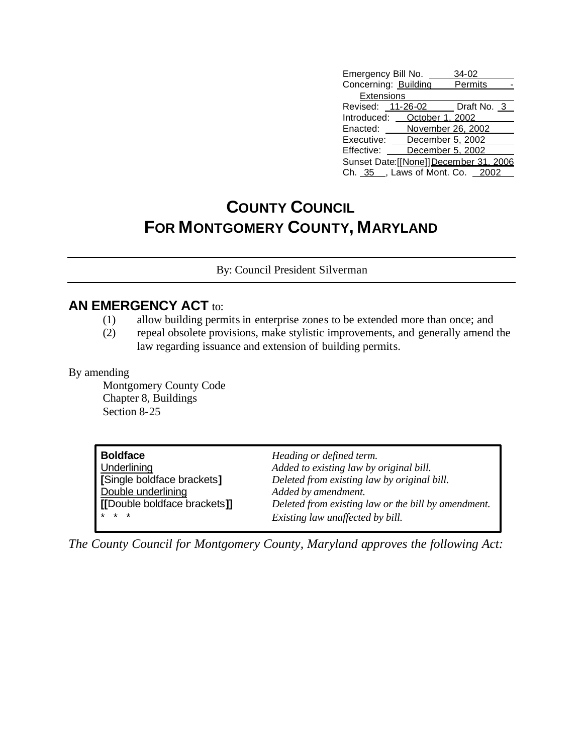| | |
|---|---|
| Emergency Bill No. | 34-02 |
| Concerning: | Building Permits - Extensions |
| Revised: 11-26-02 | Draft No. 3 |
| Introduced: | October 1, 2002 |
| Enacted: | November 26, 2002 |
| Executive: | December 5, 2002 |
| Effective: | December 5, 2002 |
| Sunset Date: | [[None]] December 31, 2006 |
| Ch. 35, Laws of Mont. Co. | 2002 |

# COUNTY COUNCIL FOR MONTGOMERY COUNTY, MARYLAND

By: Council President Silverman

## AN EMERGENCY ACT to:

(1) allow building permits in enterprise zones to be extended more than once; and

(2) repeal obsolete provisions, make stylistic improvements, and generally amend the law regarding issuance and extension of building permits.

By amending

Montgomery County Code
Chapter 8, Buildings
Section 8-25

| | |
|---|---|
| **Boldface** | *Heading or defined term.* |
| Underlining | *Added to existing law by original bill.* |
| **[**Single boldface brackets**]** | *Deleted from existing law by original bill.* |
| Double underlining | *Added by amendment.* |
| **[[**Double boldface brackets**]]** | *Deleted from existing law or the bill by amendment.* |
| * * * | *Existing law unaffected by bill.* |

*The County Council for Montgomery County, Maryland approves the following Act:*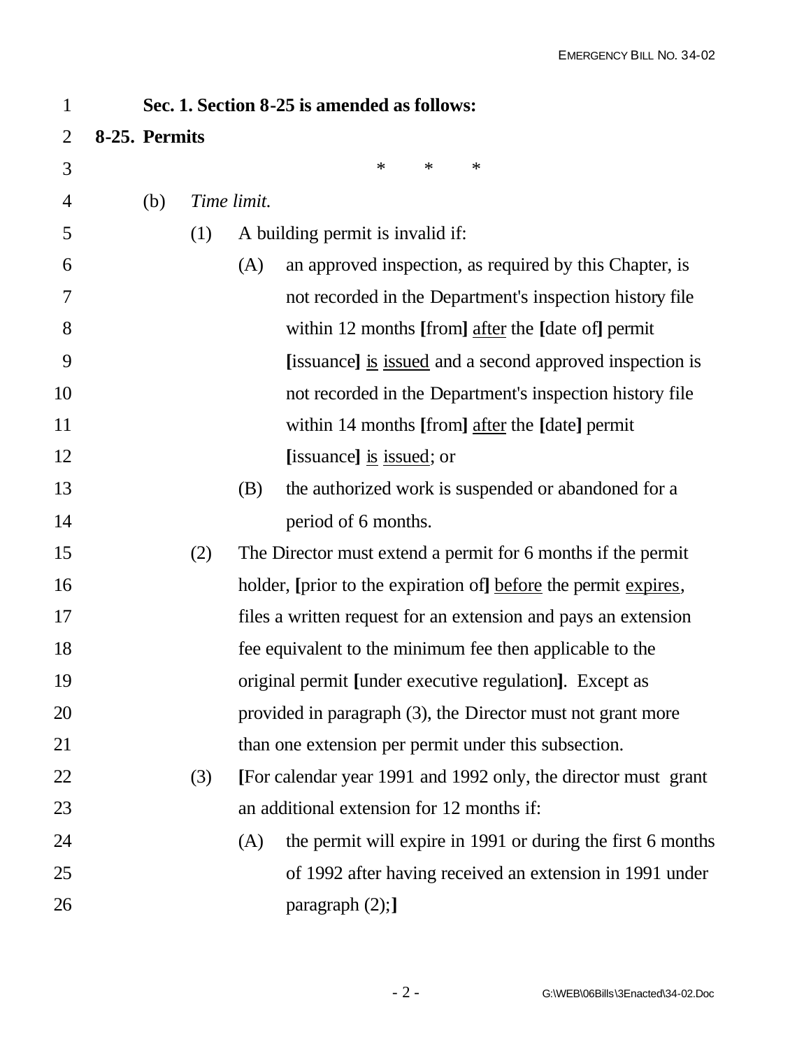**Sec. 1. Section 8-25 is amended as follows:**

**8-25. Permits**

\*  \*  \*

(b) *Time limit.*

(1) A building permit is invalid if:

(A) an approved inspection, as required by this Chapter, is not recorded in the Department's inspection history file within 12 months **[**from**]** <u>after</u> the **[**date of**]** permit **[**issuance**]** <u>is issued</u> and a second approved inspection is not recorded in the Department's inspection history file within 14 months **[**from**]** <u>after</u> the **[**date**]** permit **[**issuance**]** <u>is issued</u>; or

(B) the authorized work is suspended or abandoned for a period of 6 months.

(2) The Director must extend a permit for 6 months if the permit holder, **[**prior to the expiration of**]** <u>before</u> the permit <u>expires</u>, files a written request for an extension and pays an extension fee equivalent to the minimum fee then applicable to the original permit **[**under executive regulation**]**. Except as provided in paragraph (3), the Director must not grant more than one extension per permit under this subsection.

(3) **[**For calendar year 1991 and 1992 only, the director must grant an additional extension for 12 months if:

(A) the permit will expire in 1991 or during the first 6 months of 1992 after having received an extension in 1991 under paragraph (2);**]**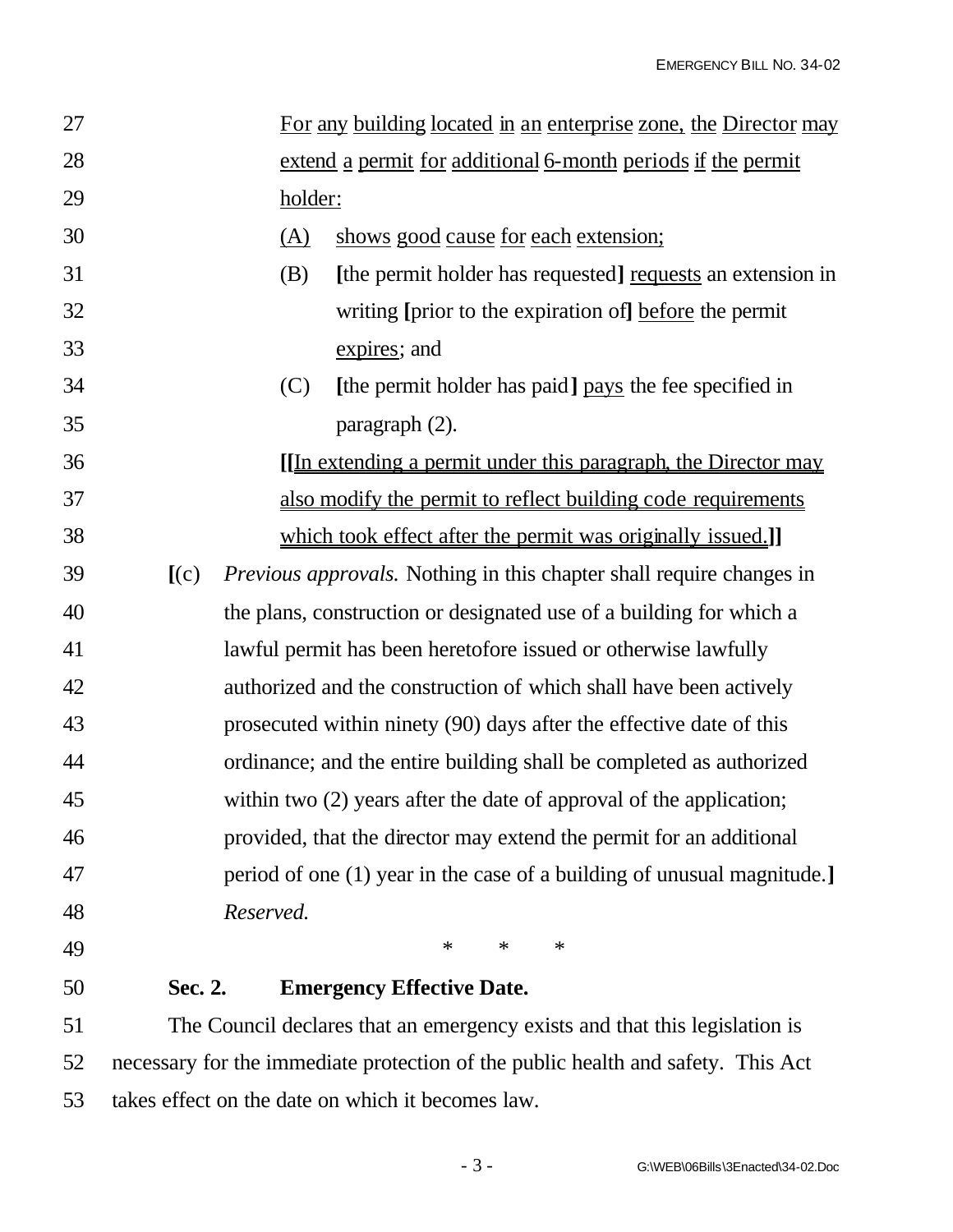For any building located in an enterprise zone, the Director may extend a permit for additional 6-month periods if the permit holder:

(A) shows good cause for each extension;

(B) [the permit holder has requested] requests an extension in writing [prior to the expiration of] before the permit expires; and

(C) [the permit holder has paid] pays the fee specified in paragraph (2).

[[In extending a permit under this paragraph, the Director may also modify the permit to reflect building code requirements which took effect after the permit was originally issued.]]

[(c) *Previous approvals.* Nothing in this chapter shall require changes in the plans, construction or designated use of a building for which a lawful permit has been heretofore issued or otherwise lawfully authorized and the construction of which shall have been actively prosecuted within ninety (90) days after the effective date of this ordinance; and the entire building shall be completed as authorized within two (2) years after the date of approval of the application; provided, that the director may extend the permit for an additional period of one (1) year in the case of a building of unusual magnitude.] *Reserved.*

\* \* \*

**Sec. 2. Emergency Effective Date.**

The Council declares that an emergency exists and that this legislation is necessary for the immediate protection of the public health and safety. This Act takes effect on the date on which it becomes law.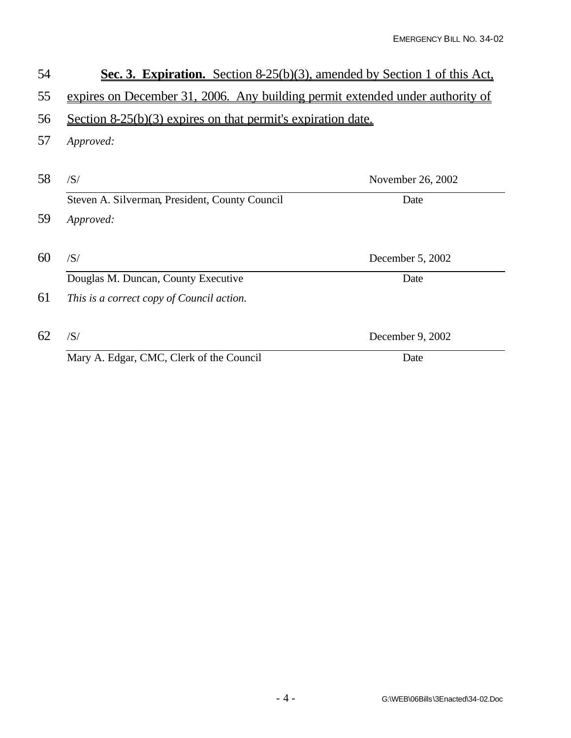**Sec. 3. Expiration.** Section 8-25(b)(3), amended by Section 1 of this Act, expires on December 31, 2006. Any building permit extended under authority of Section 8-25(b)(3) expires on that permit's expiration date.

*Approved:*

| | |
|---|---|
| /S/ | November 26, 2002 |
| Steven A. Silverman, President, County Council | Date |

*Approved:*

| | |
|---|---|
| /S/ | December 5, 2002 |
| Douglas M. Duncan, County Executive | Date |

*This is a correct copy of Council action.*

| | |
|---|---|
| /S/ | December 9, 2002 |
| Mary A. Edgar, CMC, Clerk of the Council | Date |